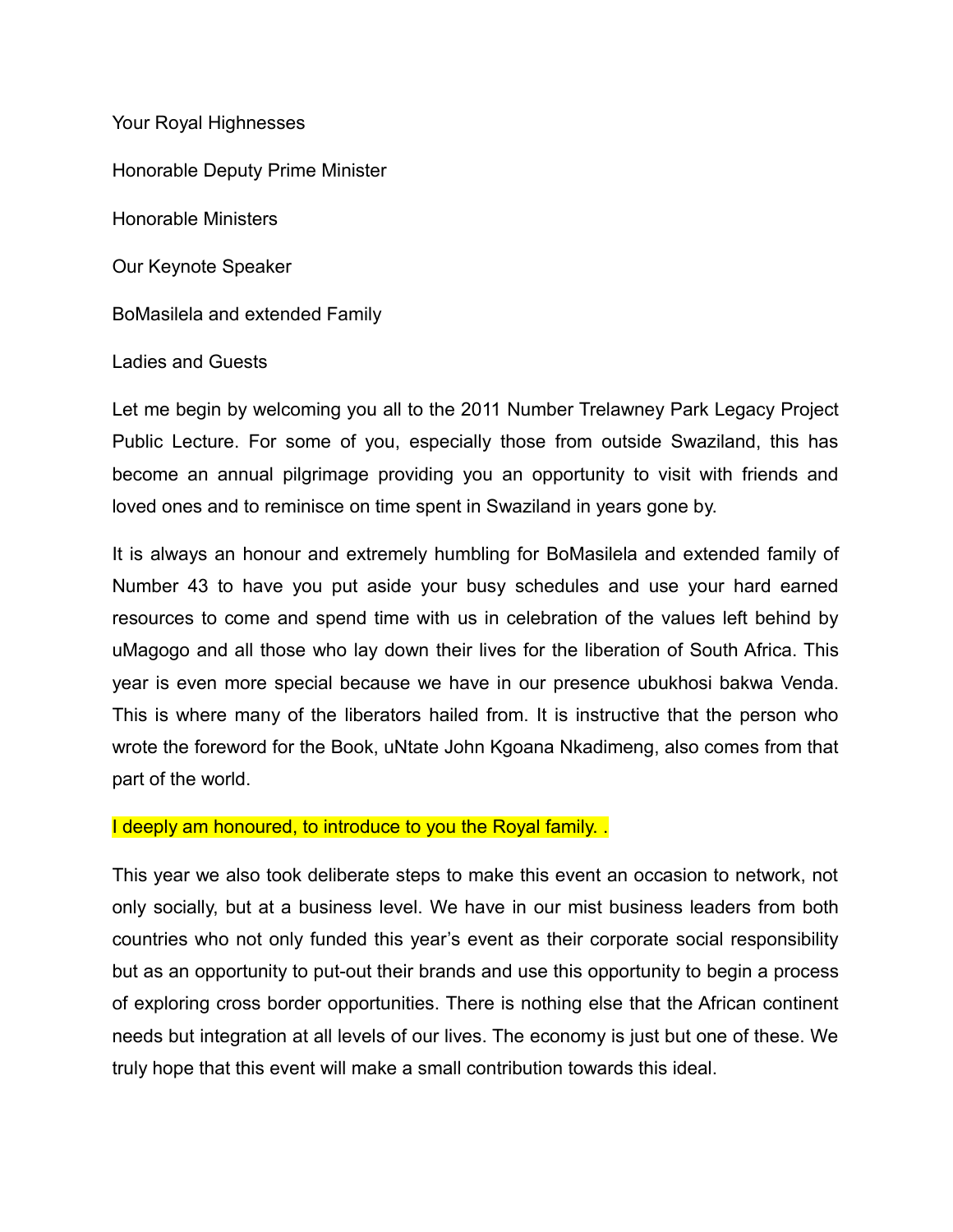Your Royal Highnesses

Honorable Deputy Prime Minister

Honorable Ministers

Our Keynote Speaker

BoMasilela and extended Family

Ladies and Guests

Let me begin by welcoming you all to the 2011 Number Trelawney Park Legacy Project Public Lecture. For some of you, especially those from outside Swaziland, this has become an annual pilgrimage providing you an opportunity to visit with friends and loved ones and to reminisce on time spent in Swaziland in years gone by.

It is always an honour and extremely humbling for BoMasilela and extended family of Number 43 to have you put aside your busy schedules and use your hard earned resources to come and spend time with us in celebration of the values left behind by uMagogo and all those who lay down their lives for the liberation of South Africa. This year is even more special because we have in our presence ubukhosi bakwa Venda. This is where many of the liberators hailed from. It is instructive that the person who wrote the foreword for the Book, uNtate John Kgoana Nkadimeng, also comes from that part of the world.

I deeply am honoured, to introduce to you the Royal family. .

This year we also took deliberate steps to make this event an occasion to network, not only socially, but at a business level. We have in our mist business leaders from both countries who not only funded this year's event as their corporate social responsibility but as an opportunity to put-out their brands and use this opportunity to begin a process of exploring cross border opportunities. There is nothing else that the African continent needs but integration at all levels of our lives. The economy is just but one of these. We truly hope that this event will make a small contribution towards this ideal.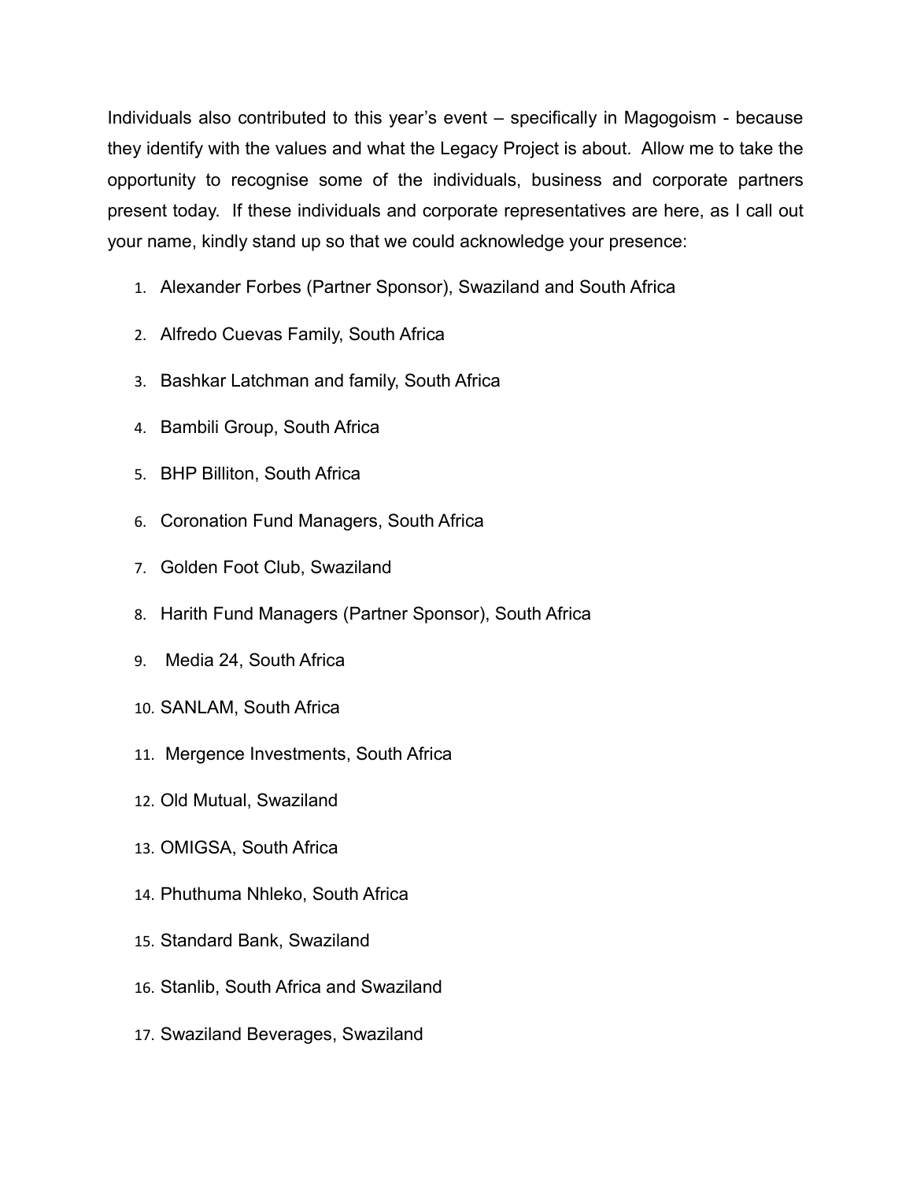Individuals also contributed to this year's event – specifically in Magogoism - because they identify with the values and what the Legacy Project is about. Allow me to take the opportunity to recognise some of the individuals, business and corporate partners present today. If these individuals and corporate representatives are here, as I call out your name, kindly stand up so that we could acknowledge your presence:

1. Alexander Forbes (Partner Sponsor), Swaziland and South Africa
2. Alfredo Cuevas Family, South Africa
3. Bashkar Latchman and family, South Africa
4. Bambili Group, South Africa
5. BHP Billiton, South Africa
6. Coronation Fund Managers, South Africa
7. Golden Foot Club, Swaziland
8. Harith Fund Managers (Partner Sponsor), South Africa
9. Media 24, South Africa
10. SANLAM, South Africa
11. Mergence Investments, South Africa
12. Old Mutual, Swaziland
13. OMIGSA, South Africa
14. Phuthuma Nhleko, South Africa
15. Standard Bank, Swaziland
16. Stanlib, South Africa and Swaziland
17. Swaziland Beverages, Swaziland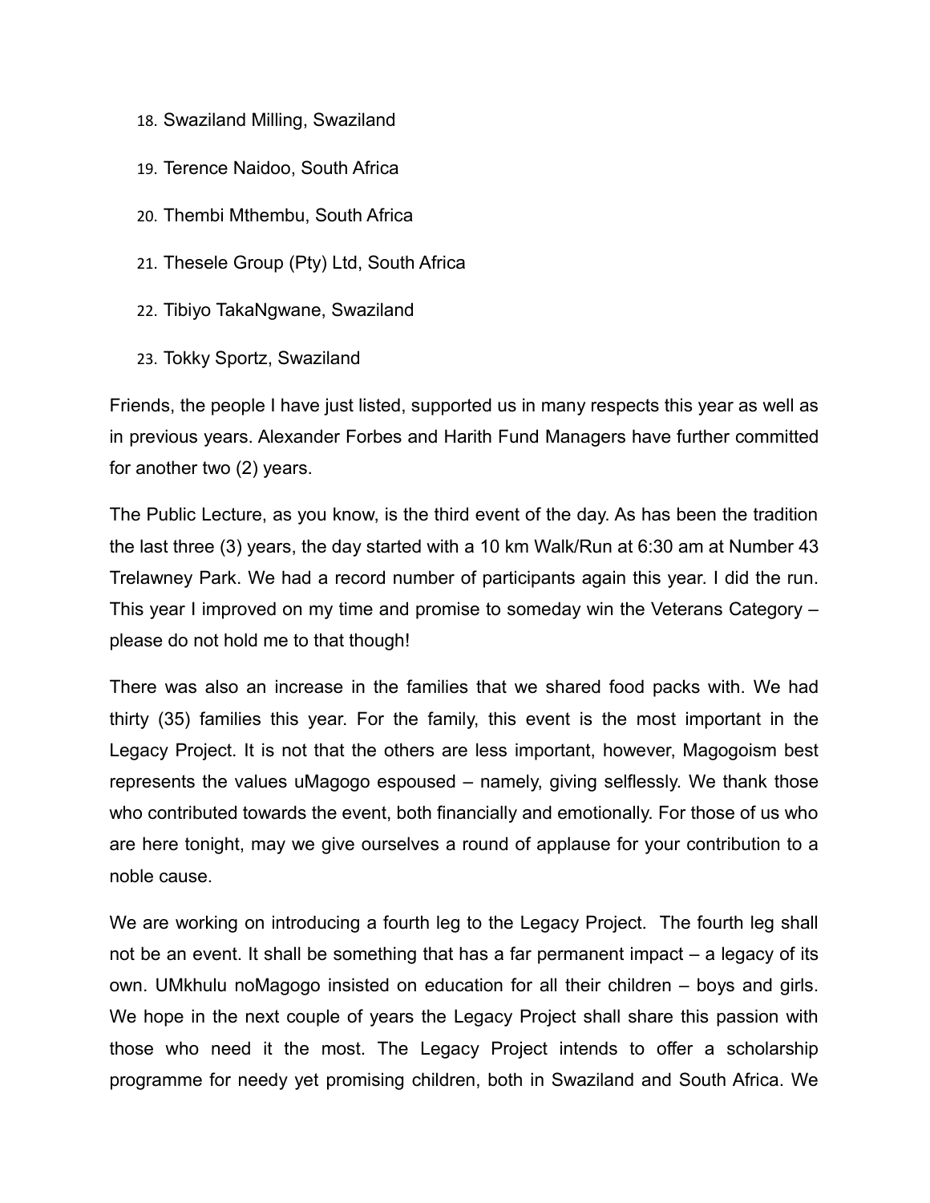18. Swaziland Milling, Swaziland
19. Terence Naidoo, South Africa
20. Thembi Mthembu, South Africa
21. Thesele Group (Pty) Ltd, South Africa
22. Tibiyo TakaNgwane, Swaziland
23. Tokky Sportz, Swaziland

Friends, the people I have just listed, supported us in many respects this year as well as in previous years. Alexander Forbes and Harith Fund Managers have further committed for another two (2) years.

The Public Lecture, as you know, is the third event of the day. As has been the tradition the last three (3) years, the day started with a 10 km Walk/Run at 6:30 am at Number 43 Trelawney Park. We had a record number of participants again this year. I did the run. This year I improved on my time and promise to someday win the Veterans Category – please do not hold me to that though!

There was also an increase in the families that we shared food packs with. We had thirty (35) families this year. For the family, this event is the most important in the Legacy Project. It is not that the others are less important, however, Magogoism best represents the values uMagogo espoused – namely, giving selflessly. We thank those who contributed towards the event, both financially and emotionally. For those of us who are here tonight, may we give ourselves a round of applause for your contribution to a noble cause.

We are working on introducing a fourth leg to the Legacy Project. The fourth leg shall not be an event. It shall be something that has a far permanent impact – a legacy of its own. UMkhulu noMagogo insisted on education for all their children – boys and girls. We hope in the next couple of years the Legacy Project shall share this passion with those who need it the most. The Legacy Project intends to offer a scholarship programme for needy yet promising children, both in Swaziland and South Africa. We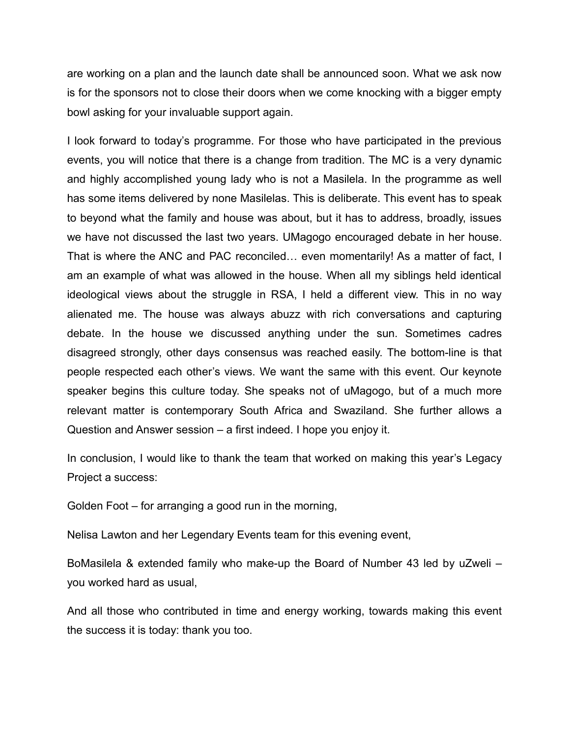are working on a plan and the launch date shall be announced soon. What we ask now is for the sponsors not to close their doors when we come knocking with a bigger empty bowl asking for your invaluable support again.

I look forward to today's programme. For those who have participated in the previous events, you will notice that there is a change from tradition. The MC is a very dynamic and highly accomplished young lady who is not a Masilela. In the programme as well has some items delivered by none Masilelas. This is deliberate. This event has to speak to beyond what the family and house was about, but it has to address, broadly, issues we have not discussed the last two years. UMagogo encouraged debate in her house. That is where the ANC and PAC reconciled… even momentarily! As a matter of fact, I am an example of what was allowed in the house. When all my siblings held identical ideological views about the struggle in RSA, I held a different view. This in no way alienated me. The house was always abuzz with rich conversations and capturing debate. In the house we discussed anything under the sun. Sometimes cadres disagreed strongly, other days consensus was reached easily. The bottom-line is that people respected each other's views. We want the same with this event. Our keynote speaker begins this culture today. She speaks not of uMagogo, but of a much more relevant matter is contemporary South Africa and Swaziland. She further allows a Question and Answer session – a first indeed. I hope you enjoy it.

In conclusion, I would like to thank the team that worked on making this year's Legacy Project a success:

Golden Foot – for arranging a good run in the morning,

Nelisa Lawton and her Legendary Events team for this evening event,

BoMasilela & extended family who make-up the Board of Number 43 led by uZweli – you worked hard as usual,

And all those who contributed in time and energy working, towards making this event the success it is today: thank you too.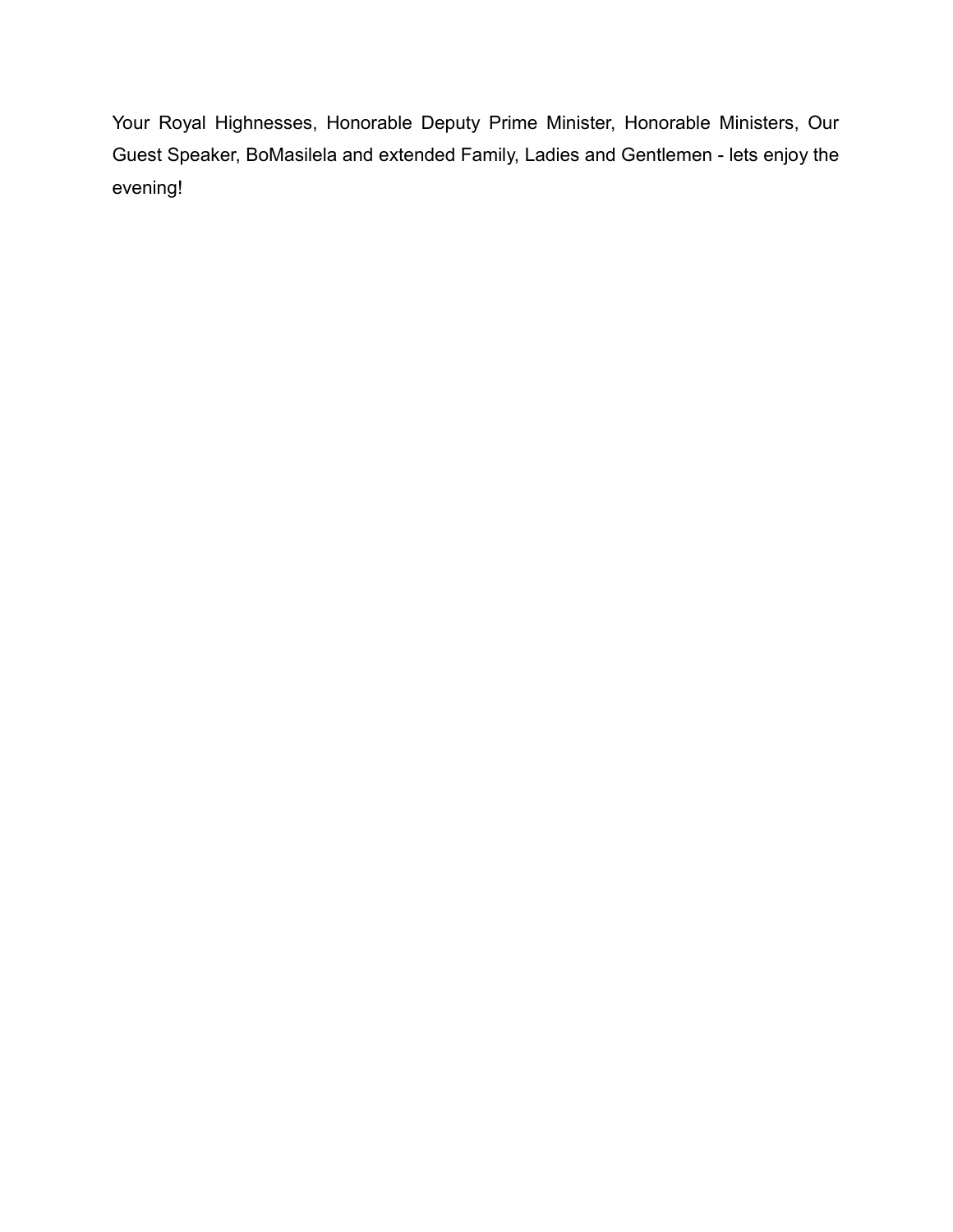Your Royal Highnesses, Honorable Deputy Prime Minister, Honorable Ministers, Our Guest Speaker, BoMasilela and extended Family, Ladies and Gentlemen - lets enjoy the evening!